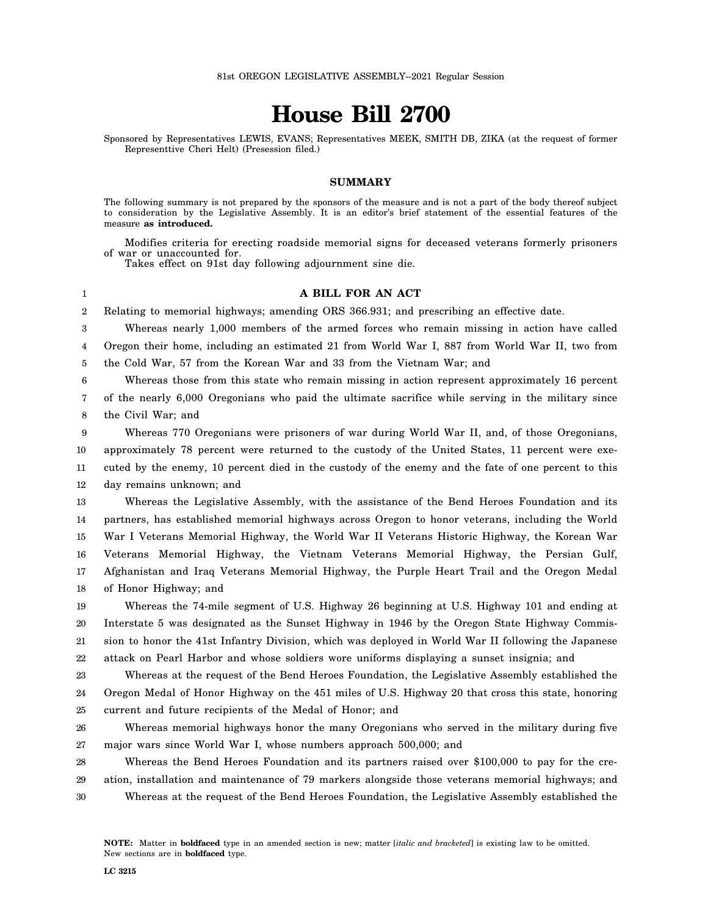81st OREGON LEGISLATIVE ASSEMBLY--2021 Regular Session

# House Bill 2700

Sponsored by Representatives LEWIS, EVANS; Representatives MEEK, SMITH DB, ZIKA (at the request of former Representtive Cheri Helt) (Presession filed.)

## SUMMARY

The following summary is not prepared by the sponsors of the measure and is not a part of the body thereof subject to consideration by the Legislative Assembly. It is an editor's brief statement of the essential features of the measure **as introduced.**

Modifies criteria for erecting roadside memorial signs for deceased veterans formerly prisoners of war or unaccounted for.

Takes effect on 91st day following adjournment sine die.

## A BILL FOR AN ACT

Relating to memorial highways; amending ORS 366.931; and prescribing an effective date.

Whereas nearly 1,000 members of the armed forces who remain missing in action have called Oregon their home, including an estimated 21 from World War I, 887 from World War II, two from the Cold War, 57 from the Korean War and 33 from the Vietnam War; and

Whereas those from this state who remain missing in action represent approximately 16 percent of the nearly 6,000 Oregonians who paid the ultimate sacrifice while serving in the military since the Civil War; and

Whereas 770 Oregonians were prisoners of war during World War II, and, of those Oregonians, approximately 78 percent were returned to the custody of the United States, 11 percent were executed by the enemy, 10 percent died in the custody of the enemy and the fate of one percent to this day remains unknown; and

Whereas the Legislative Assembly, with the assistance of the Bend Heroes Foundation and its partners, has established memorial highways across Oregon to honor veterans, including the World War I Veterans Memorial Highway, the World War II Veterans Historic Highway, the Korean War Veterans Memorial Highway, the Vietnam Veterans Memorial Highway, the Persian Gulf, Afghanistan and Iraq Veterans Memorial Highway, the Purple Heart Trail and the Oregon Medal of Honor Highway; and

Whereas the 74-mile segment of U.S. Highway 26 beginning at U.S. Highway 101 and ending at Interstate 5 was designated as the Sunset Highway in 1946 by the Oregon State Highway Commission to honor the 41st Infantry Division, which was deployed in World War II following the Japanese attack on Pearl Harbor and whose soldiers wore uniforms displaying a sunset insignia; and

Whereas at the request of the Bend Heroes Foundation, the Legislative Assembly established the Oregon Medal of Honor Highway on the 451 miles of U.S. Highway 20 that cross this state, honoring current and future recipients of the Medal of Honor; and

Whereas memorial highways honor the many Oregonians who served in the military during five major wars since World War I, whose numbers approach 500,000; and

Whereas the Bend Heroes Foundation and its partners raised over $100,000 to pay for the creation, installation and maintenance of 79 markers alongside those veterans memorial highways; and

Whereas at the request of the Bend Heroes Foundation, the Legislative Assembly established the

**NOTE:** Matter in **boldfaced** type in an amended section is new; matter [*italic and bracketed*] is existing law to be omitted. New sections are in **boldfaced** type.

LC 3215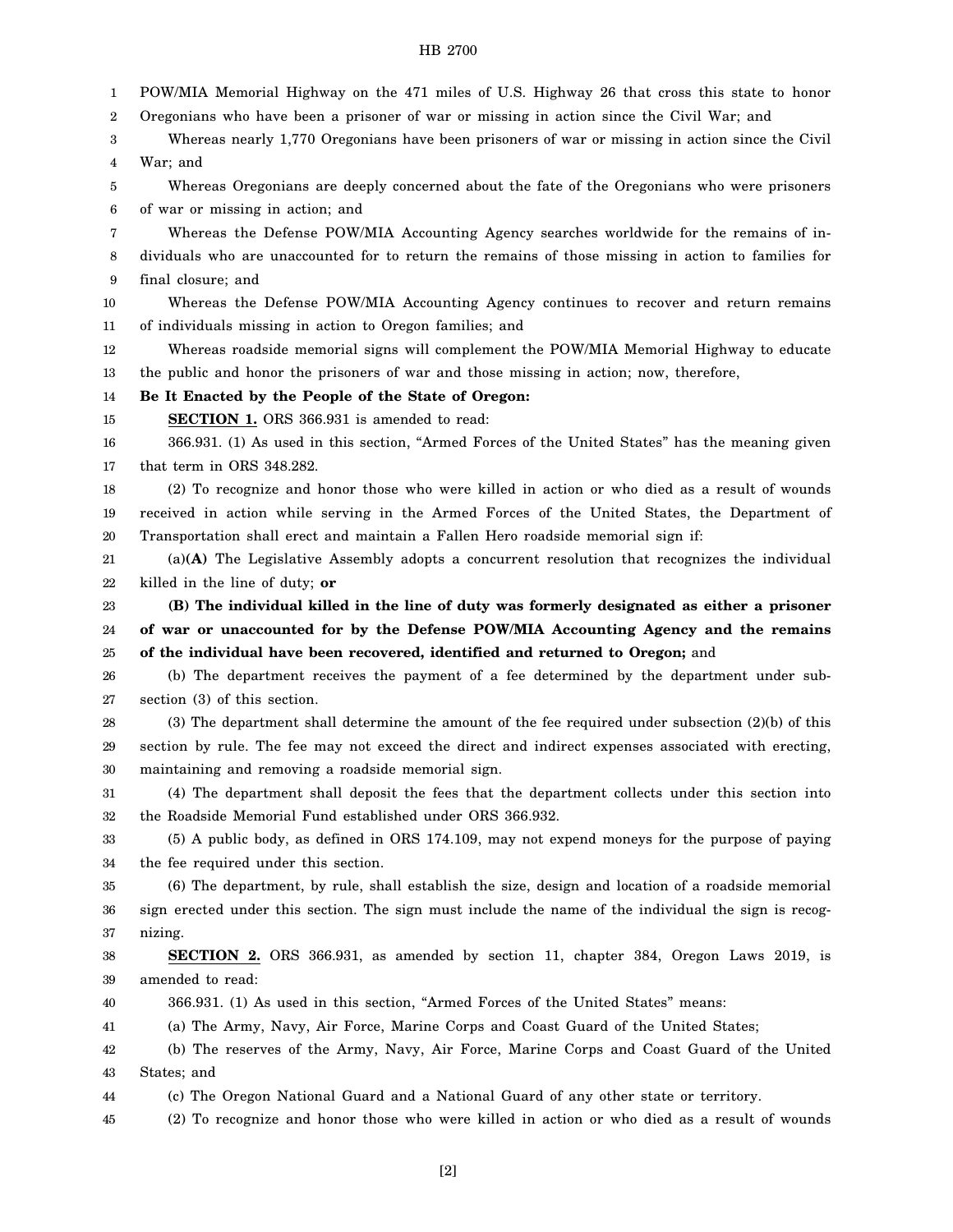POW/MIA Memorial Highway on the 471 miles of U.S. Highway 26 that cross this state to honor Oregonians who have been a prisoner of war or missing in action since the Civil War; and

Whereas nearly 1,770 Oregonians have been prisoners of war or missing in action since the Civil War; and

Whereas Oregonians are deeply concerned about the fate of the Oregonians who were prisoners of war or missing in action; and

Whereas the Defense POW/MIA Accounting Agency searches worldwide for the remains of individuals who are unaccounted for to return the remains of those missing in action to families for final closure; and

Whereas the Defense POW/MIA Accounting Agency continues to recover and return remains of individuals missing in action to Oregon families; and

Whereas roadside memorial signs will complement the POW/MIA Memorial Highway to educate the public and honor the prisoners of war and those missing in action; now, therefore,

**Be It Enacted by the People of the State of Oregon:**

**SECTION 1.** ORS 366.931 is amended to read:

366.931. (1) As used in this section, "Armed Forces of the United States" has the meaning given that term in ORS 348.282.

(2) To recognize and honor those who were killed in action or who died as a result of wounds received in action while serving in the Armed Forces of the United States, the Department of Transportation shall erect and maintain a Fallen Hero roadside memorial sign if:

(a)**(A)** The Legislative Assembly adopts a concurrent resolution that recognizes the individual killed in the line of duty; **or**

**(B) The individual killed in the line of duty was formerly designated as either a prisoner of war or unaccounted for by the Defense POW/MIA Accounting Agency and the remains of the individual have been recovered, identified and returned to Oregon;** and

(b) The department receives the payment of a fee determined by the department under subsection (3) of this section.

(3) The department shall determine the amount of the fee required under subsection (2)(b) of this section by rule. The fee may not exceed the direct and indirect expenses associated with erecting, maintaining and removing a roadside memorial sign.

(4) The department shall deposit the fees that the department collects under this section into the Roadside Memorial Fund established under ORS 366.932.

(5) A public body, as defined in ORS 174.109, may not expend moneys for the purpose of paying the fee required under this section.

(6) The department, by rule, shall establish the size, design and location of a roadside memorial sign erected under this section. The sign must include the name of the individual the sign is recognizing.

**SECTION 2.** ORS 366.931, as amended by section 11, chapter 384, Oregon Laws 2019, is amended to read:

366.931. (1) As used in this section, "Armed Forces of the United States" means:

(a) The Army, Navy, Air Force, Marine Corps and Coast Guard of the United States;

(b) The reserves of the Army, Navy, Air Force, Marine Corps and Coast Guard of the United States; and

(c) The Oregon National Guard and a National Guard of any other state or territory.

(2) To recognize and honor those who were killed in action or who died as a result of wounds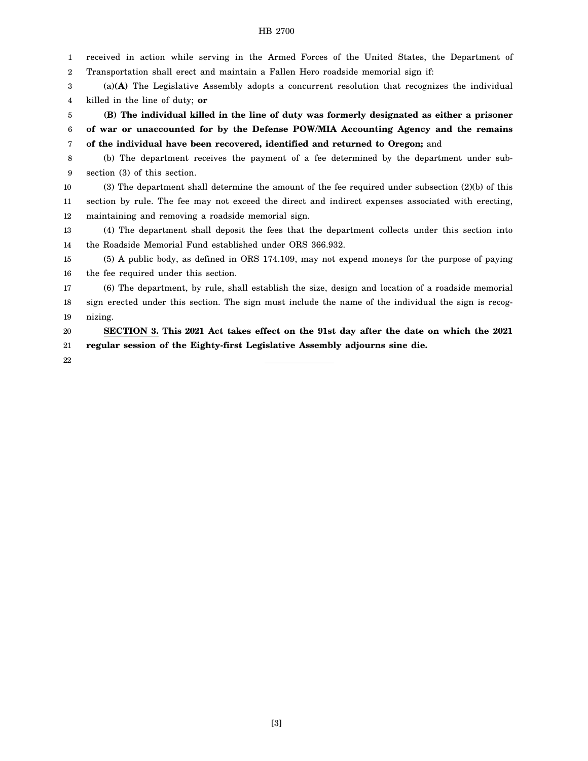received in action while serving in the Armed Forces of the United States, the Department of Transportation shall erect and maintain a Fallen Hero roadside memorial sign if:

(a)**(A)** The Legislative Assembly adopts a concurrent resolution that recognizes the individual killed in the line of duty; **or**

**(B) The individual killed in the line of duty was formerly designated as either a prisoner of war or unaccounted for by the Defense POW/MIA Accounting Agency and the remains of the individual have been recovered, identified and returned to Oregon;** and

(b) The department receives the payment of a fee determined by the department under subsection (3) of this section.

(3) The department shall determine the amount of the fee required under subsection (2)(b) of this section by rule. The fee may not exceed the direct and indirect expenses associated with erecting, maintaining and removing a roadside memorial sign.

(4) The department shall deposit the fees that the department collects under this section into the Roadside Memorial Fund established under ORS 366.932.

(5) A public body, as defined in ORS 174.109, may not expend moneys for the purpose of paying the fee required under this section.

(6) The department, by rule, shall establish the size, design and location of a roadside memorial sign erected under this section. The sign must include the name of the individual the sign is recognizing.

**SECTION 3. This 2021 Act takes effect on the 91st day after the date on which the 2021 regular session of the Eighty-first Legislative Assembly adjourns sine die.**